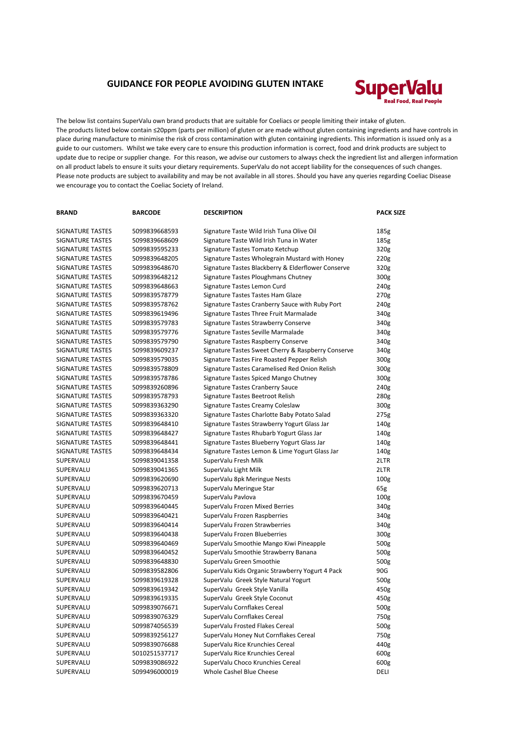## GUIDANCE FOR PEOPLE AVOIDING GLUTEN INTAKE

**SuperValu**
Real Food, Real People

The below list contains SuperValu own brand products that are suitable for Coeliacs or people limiting their intake of gluten. The products listed below contain ≤20ppm (parts per million) of gluten or are made without gluten containing ingredients and have controls in place during manufacture to minimise the risk of cross contamination with gluten containing ingredients. This information is issued only as a guide to our customers. Whilst we take every care to ensure this production information is correct, food and drink products are subject to update due to recipe or supplier change. For this reason, we advise our customers to always check the ingredient list and allergen information on all product labels to ensure it suits your dietary requirements. SuperValu do not accept liability for the consequences of such changes. Please note products are subject to availability and may be not available in all stores. Should you have any queries regarding Coeliac Disease we encourage you to contact the Coeliac Society of Ireland.

| BRAND | BARCODE | DESCRIPTION | PACK SIZE |
|---|---|---|---|
| SIGNATURE TASTES | 5099839668593 | Signature Taste Wild Irish Tuna Olive Oil | 185g |
| SIGNATURE TASTES | 5099839668609 | Signature Taste Wild Irish Tuna in Water | 185g |
| SIGNATURE TASTES | 5099839595233 | Signature Tastes Tomato Ketchup | 320g |
| SIGNATURE TASTES | 5099839648205 | Signature Tastes Wholegrain Mustard with Honey | 220g |
| SIGNATURE TASTES | 5099839648670 | Signature Tastes Blackberry & Elderflower Conserve | 320g |
| SIGNATURE TASTES | 5099839648212 | Signature Tastes Ploughmans Chutney | 300g |
| SIGNATURE TASTES | 5099839648663 | Signature Tastes Lemon Curd | 240g |
| SIGNATURE TASTES | 5099839578779 | Signature Tastes Tastes Ham Glaze | 270g |
| SIGNATURE TASTES | 5099839578762 | Signature Tastes Cranberry Sauce with Ruby Port | 240g |
| SIGNATURE TASTES | 5099839619496 | Signature Tastes Three Fruit Marmalade | 340g |
| SIGNATURE TASTES | 5099839579783 | Signature Tastes Strawberry Conserve | 340g |
| SIGNATURE TASTES | 5099839579776 | Signature Tastes Seville Marmalade | 340g |
| SIGNATURE TASTES | 5099839579790 | Signature Tastes Raspberry Conserve | 340g |
| SIGNATURE TASTES | 5099839609237 | Signature Tastes Sweet Cherry & Raspberry Conserve | 340g |
| SIGNATURE TASTES | 5099839579035 | Signature Tastes Fire Roasted Pepper Relish | 300g |
| SIGNATURE TASTES | 5099839578809 | Signature Tastes Caramelised Red Onion Relish | 300g |
| SIGNATURE TASTES | 5099839578786 | Signature Tastes Spiced Mango Chutney | 300g |
| SIGNATURE TASTES | 5099839260896 | Signature Tastes Cranberry Sauce | 240g |
| SIGNATURE TASTES | 5099839578793 | Signature Tastes Beetroot Relish | 280g |
| SIGNATURE TASTES | 5099839363290 | Signature Tastes Creamy Coleslaw | 300g |
| SIGNATURE TASTES | 5099839363320 | Signature Tastes Charlotte Baby Potato Salad | 275g |
| SIGNATURE TASTES | 5099839648410 | Signature Tastes Strawberry Yogurt Glass Jar | 140g |
| SIGNATURE TASTES | 5099839648427 | Signature Tastes Rhubarb Yogurt Glass Jar | 140g |
| SIGNATURE TASTES | 5099839648441 | Signature Tastes Blueberry Yogurt Glass Jar | 140g |
| SIGNATURE TASTES | 5099839648434 | Signature Tastes Lemon & Lime Yogurt Glass Jar | 140g |
| SUPERVALU | 5099839041358 | SuperValu Fresh Milk | 2LTR |
| SUPERVALU | 5099839041365 | SuperValu Light Milk | 2LTR |
| SUPERVALU | 5099839620690 | SuperValu 8pk Meringue Nests | 100g |
| SUPERVALU | 5099839620713 | SuperValu Meringue Star | 65g |
| SUPERVALU | 5099839670459 | SuperValu Pavlova | 100g |
| SUPERVALU | 5099839640445 | SuperValu Frozen Mixed Berries | 340g |
| SUPERVALU | 5099839640421 | SuperValu Frozen Raspberries | 340g |
| SUPERVALU | 5099839640414 | SuperValu Frozen Strawberries | 340g |
| SUPERVALU | 5099839640438 | SuperValu Frozen Blueberries | 300g |
| SUPERVALU | 5099839640469 | SuperValu Smoothie Mango Kiwi Pineapple | 500g |
| SUPERVALU | 5099839640452 | SuperValu Smoothie Strawberry Banana | 500g |
| SUPERVALU | 5099839648830 | SuperValu Green Smoothie | 500g |
| SUPERVALU | 5099839582806 | SuperValu Kids Organic Strawberry Yogurt 4 Pack | 90G |
| SUPERVALU | 5099839619328 | SuperValu Greek Style Natural Yogurt | 500g |
| SUPERVALU | 5099839619342 | SuperValu Greek Style Vanilla | 450g |
| SUPERVALU | 5099839619335 | SuperValu Greek Style Coconut | 450g |
| SUPERVALU | 5099839076671 | SuperValu Cornflakes Cereal | 500g |
| SUPERVALU | 5099839076329 | SuperValu Cornflakes Cereal | 750g |
| SUPERVALU | 5099874056539 | SuperValu Frosted Flakes Cereal | 500g |
| SUPERVALU | 5099839256127 | SuperValu Honey Nut Cornflakes Cereal | 750g |
| SUPERVALU | 5099839076688 | SuperValu Rice Krunchies Cereal | 440g |
| SUPERVALU | 5010251537717 | SuperValu Rice Krunchies Cereal | 600g |
| SUPERVALU | 5099839086922 | SuperValu Choco Krunchies Cereal | 600g |
| SUPERVALU | 5099496000019 | Whole Cashel Blue Cheese | DELI |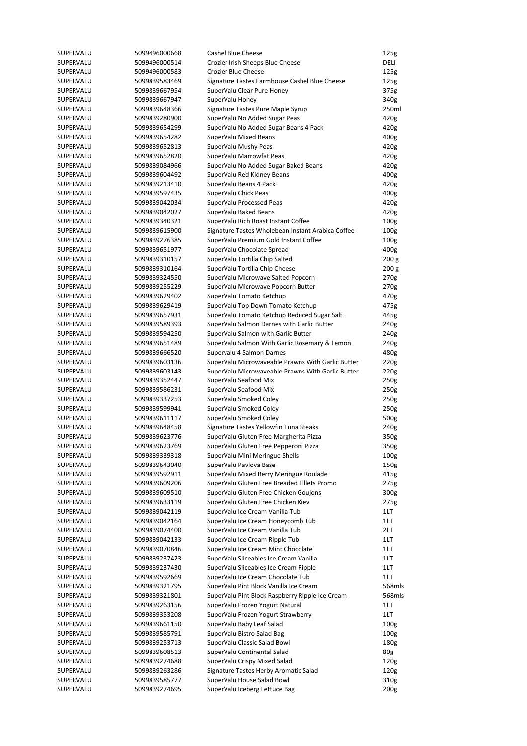| | | | |
|---|---|---|---|
| SUPERVALU | 5099496000668 | Cashel Blue Cheese | 125g |
| SUPERVALU | 5099496000514 | Crozier Irish Sheeps Blue Cheese | DELI |
| SUPERVALU | 5099496000583 | Crozier Blue Cheese | 125g |
| SUPERVALU | 5099839583469 | Signature Tastes Farmhouse Cashel Blue Cheese | 125g |
| SUPERVALU | 5099839667954 | SuperValu Clear Pure Honey | 375g |
| SUPERVALU | 5099839667947 | SuperValu Honey | 340g |
| SUPERVALU | 5099839648366 | Signature Tastes Pure Maple Syrup | 250ml |
| SUPERVALU | 5099839280900 | SuperValu No Added Sugar Peas | 420g |
| SUPERVALU | 5099839654299 | SuperValu No Added Sugar Beans 4 Pack | 420g |
| SUPERVALU | 5099839654282 | SuperValu Mixed Beans | 400g |
| SUPERVALU | 5099839652813 | SuperValu Mushy Peas | 420g |
| SUPERVALU | 5099839652820 | SuperValu Marrowfat Peas | 420g |
| SUPERVALU | 5099839084966 | SuperValu No Added Sugar Baked Beans | 420g |
| SUPERVALU | 5099839604492 | SuperValu Red Kidney Beans | 400g |
| SUPERVALU | 5099839213410 | SuperValu Beans 4 Pack | 420g |
| SUPERVALU | 5099839597435 | SuperValu Chick Peas | 400g |
| SUPERVALU | 5099839042034 | SuperValu Processed Peas | 420g |
| SUPERVALU | 5099839042027 | SuperValu Baked Beans | 420g |
| SUPERVALU | 5099839340321 | SuperValu Rich Roast Instant Coffee | 100g |
| SUPERVALU | 5099839615900 | Signature Tastes Wholebean Instant Arabica Coffee | 100g |
| SUPERVALU | 5099839276385 | SuperValu Premium Gold Instant Coffee | 100g |
| SUPERVALU | 5099839651977 | SuperValu Chocolate Spread | 400g |
| SUPERVALU | 5099839310157 | SuperValu Tortilla Chip Salted | 200 g |
| SUPERVALU | 5099839310164 | SuperValu Tortilla Chip Cheese | 200 g |
| SUPERVALU | 5099839324550 | SuperValu Microwave Salted Popcorn | 270g |
| SUPERVALU | 5099839255229 | SuperValu Microwave Popcorn Butter | 270g |
| SUPERVALU | 5099839629402 | SuperValu Tomato Ketchup | 470g |
| SUPERVALU | 5099839629419 | SuperValu Top Down Tomato Ketchup | 475g |
| SUPERVALU | 5099839657931 | SuperValu Tomato Ketchup Reduced Sugar Salt | 445g |
| SUPERVALU | 5099839589393 | SuperValu Salmon Darnes with Garlic Butter | 240g |
| SUPERVALU | 5099839594250 | SuperValu Salmon with Garlic Butter | 240g |
| SUPERVALU | 5099839651489 | SuperValu Salmon With Garlic Rosemary & Lemon | 240g |
| SUPERVALU | 5099839666520 | Supervalu 4 Salmon Darnes | 480g |
| SUPERVALU | 5099839603136 | SuperValu Microwaveable Prawns With Garlic Butter | 220g |
| SUPERVALU | 5099839603143 | SuperValu Microwaveable Prawns With Garlic Butter | 220g |
| SUPERVALU | 5099839352447 | SuperValu Seafood Mix | 250g |
| SUPERVALU | 5099839586231 | SuperValu Seafood Mix | 250g |
| SUPERVALU | 5099839337253 | SuperValu Smoked Coley | 250g |
| SUPERVALU | 5099839599941 | SuperValu Smoked Coley | 250g |
| SUPERVALU | 5099839611117 | SuperValu Smoked Coley | 500g |
| SUPERVALU | 5099839648458 | Signature Tastes Yellowfin Tuna Steaks | 240g |
| SUPERVALU | 5099839623776 | SuperValu Gluten Free Margherita Pizza | 350g |
| SUPERVALU | 5099839623769 | SuperValu Gluten Free Pepperoni Pizza | 350g |
| SUPERVALU | 5099839339318 | SuperValu Mini Meringue Shells | 100g |
| SUPERVALU | 5099839643040 | SuperValu Pavlova Base | 150g |
| SUPERVALU | 5099839592911 | SuperValu Mixed Berry Meringue Roulade | 415g |
| SUPERVALU | 5099839609206 | SuperValu Gluten Free Breaded Filets Promo | 275g |
| SUPERVALU | 5099839609510 | SuperValu Gluten Free Chicken Goujons | 300g |
| SUPERVALU | 5099839633119 | SuperValu Gluten Free Chicken Kiev | 275g |
| SUPERVALU | 5099839042119 | SuperValu Ice Cream Vanilla Tub | 1LT |
| SUPERVALU | 5099839042164 | SuperValu Ice Cream Honeycomb Tub | 1LT |
| SUPERVALU | 5099839074400 | SuperValu Ice Cream Vanilla Tub | 2LT |
| SUPERVALU | 5099839042133 | SuperValu Ice Cream Ripple Tub | 1LT |
| SUPERVALU | 5099839070846 | SuperValu Ice Cream Mint Chocolate | 1LT |
| SUPERVALU | 5099839237423 | SuperValu Sliceables Ice Cream Vanilla | 1LT |
| SUPERVALU | 5099839237430 | SuperValu Sliceables Ice Cream Ripple | 1LT |
| SUPERVALU | 5099839592669 | SuperValu Ice Cream Chocolate Tub | 1LT |
| SUPERVALU | 5099839321795 | SuperValu Pint Block Vanilla Ice Cream | 568mls |
| SUPERVALU | 5099839321801 | SuperValu Pint Block Raspberry Ripple Ice Cream | 568mls |
| SUPERVALU | 5099839263156 | SuperValu Frozen Yogurt Natural | 1LT |
| SUPERVALU | 5099839353208 | SuperValu Frozen Yogurt Strawberry | 1LT |
| SUPERVALU | 5099839661150 | SuperValu Baby Leaf Salad | 100g |
| SUPERVALU | 5099839585791 | SuperValu Bistro Salad Bag | 100g |
| SUPERVALU | 5099839253713 | SuperValu Classic Salad Bowl | 180g |
| SUPERVALU | 5099839608513 | SuperValu Continental Salad | 80g |
| SUPERVALU | 5099839274688 | SuperValu Crispy Mixed Salad | 120g |
| SUPERVALU | 5099839263286 | Signature Tastes Herby Aromatic Salad | 120g |
| SUPERVALU | 5099839585777 | SuperValu House Salad Bowl | 310g |
| SUPERVALU | 5099839274695 | SuperValu Iceberg Lettuce Bag | 200g |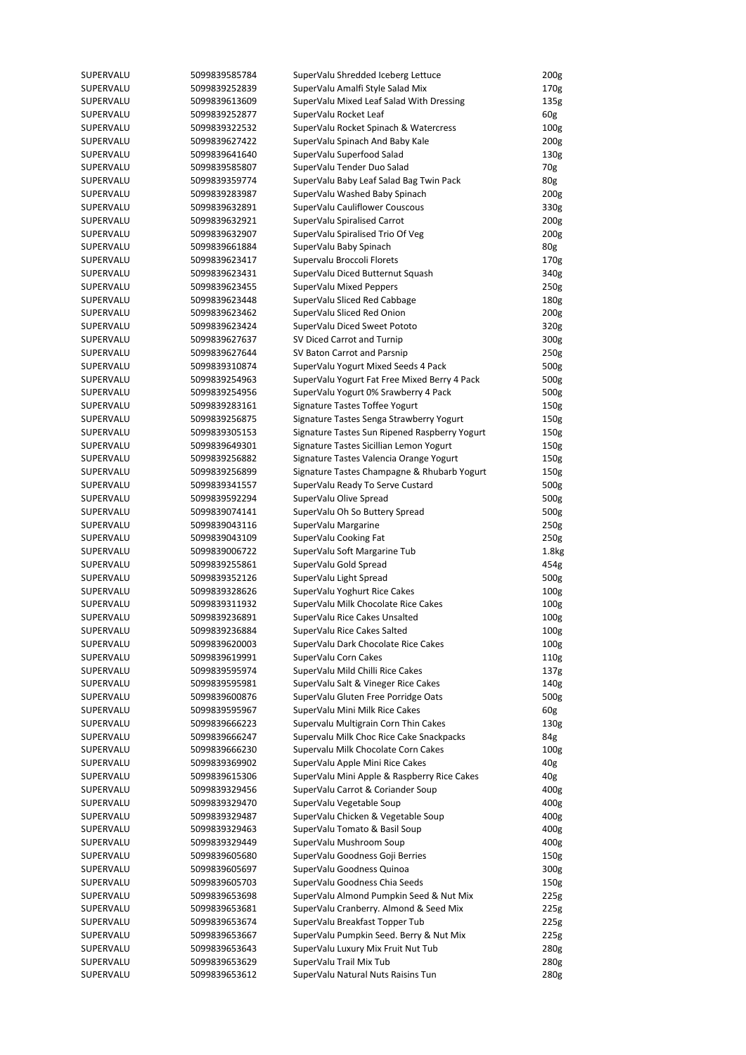| | | | |
|---|---|---|---|
| SUPERVALU | 5099839585784 | SuperValu Shredded Iceberg Lettuce | 200g |
| SUPERVALU | 5099839252839 | SuperValu Amalfi Style Salad Mix | 170g |
| SUPERVALU | 5099839613609 | SuperValu Mixed Leaf Salad With Dressing | 135g |
| SUPERVALU | 5099839252877 | SuperValu Rocket Leaf | 60g |
| SUPERVALU | 5099839322532 | SuperValu Rocket Spinach & Watercress | 100g |
| SUPERVALU | 5099839627422 | SuperValu Spinach And Baby Kale | 200g |
| SUPERVALU | 5099839641640 | SuperValu Superfood Salad | 130g |
| SUPERVALU | 5099839585807 | SuperValu Tender Duo Salad | 70g |
| SUPERVALU | 5099839359774 | SuperValu Baby Leaf Salad Bag Twin Pack | 80g |
| SUPERVALU | 5099839283987 | SuperValu Washed Baby Spinach | 200g |
| SUPERVALU | 5099839632891 | SuperValu Cauliflower Couscous | 330g |
| SUPERVALU | 5099839632921 | SuperValu Spiralised Carrot | 200g |
| SUPERVALU | 5099839632907 | SuperValu Spiralised Trio Of Veg | 200g |
| SUPERVALU | 5099839661884 | SuperValu Baby Spinach | 80g |
| SUPERVALU | 5099839623417 | Supervalu Broccoli Florets | 170g |
| SUPERVALU | 5099839623431 | SuperValu Diced Butternut Squash | 340g |
| SUPERVALU | 5099839623455 | SuperValu Mixed Peppers | 250g |
| SUPERVALU | 5099839623448 | SuperValu Sliced Red Cabbage | 180g |
| SUPERVALU | 5099839623462 | SuperValu Sliced Red Onion | 200g |
| SUPERVALU | 5099839623424 | SuperValu Diced Sweet Pototo | 320g |
| SUPERVALU | 5099839627637 | SV Diced Carrot and Turnip | 300g |
| SUPERVALU | 5099839627644 | SV Baton Carrot and Parsnip | 250g |
| SUPERVALU | 5099839310874 | SuperValu Yogurt Mixed Seeds 4 Pack | 500g |
| SUPERVALU | 5099839254963 | SuperValu Yogurt Fat Free Mixed Berry 4 Pack | 500g |
| SUPERVALU | 5099839254956 | SuperValu Yogurt 0% Srawberry 4 Pack | 500g |
| SUPERVALU | 5099839283161 | Signature Tastes Toffee Yogurt | 150g |
| SUPERVALU | 5099839256875 | Signature Tastes Senga Strawberry Yogurt | 150g |
| SUPERVALU | 5099839305153 | Signature Tastes Sun Ripened Raspberry Yogurt | 150g |
| SUPERVALU | 5099839649301 | Signature Tastes Sicillian Lemon Yogurt | 150g |
| SUPERVALU | 5099839256882 | Signature Tastes Valencia Orange Yogurt | 150g |
| SUPERVALU | 5099839256899 | Signature Tastes Champagne & Rhubarb Yogurt | 150g |
| SUPERVALU | 5099839341557 | SuperValu Ready To Serve Custard | 500g |
| SUPERVALU | 5099839592294 | SuperValu Olive Spread | 500g |
| SUPERVALU | 5099839074141 | SuperValu Oh So Buttery Spread | 500g |
| SUPERVALU | 5099839043116 | SuperValu Margarine | 250g |
| SUPERVALU | 5099839043109 | SuperValu Cooking Fat | 250g |
| SUPERVALU | 5099839006722 | SuperValu Soft Margarine Tub | 1.8kg |
| SUPERVALU | 5099839255861 | SuperValu Gold Spread | 454g |
| SUPERVALU | 5099839352126 | SuperValu Light Spread | 500g |
| SUPERVALU | 5099839328626 | SuperValu Yoghurt Rice Cakes | 100g |
| SUPERVALU | 5099839311932 | SuperValu Milk Chocolate Rice Cakes | 100g |
| SUPERVALU | 5099839236891 | SuperValu Rice Cakes Unsalted | 100g |
| SUPERVALU | 5099839236884 | SuperValu Rice Cakes Salted | 100g |
| SUPERVALU | 5099839620003 | SuperValu Dark Chocolate Rice Cakes | 100g |
| SUPERVALU | 5099839619991 | SuperValu Corn Cakes | 110g |
| SUPERVALU | 5099839595974 | SuperValu Mild Chilli Rice Cakes | 137g |
| SUPERVALU | 5099839595981 | SuperValu Salt & Vineger Rice Cakes | 140g |
| SUPERVALU | 5099839600876 | SuperValu Gluten Free Porridge Oats | 500g |
| SUPERVALU | 5099839595967 | SuperValu Mini Milk Rice Cakes | 60g |
| SUPERVALU | 5099839666223 | Supervalu Multigrain Corn Thin Cakes | 130g |
| SUPERVALU | 5099839666247 | Supervalu Milk Choc Rice Cake Snackpacks | 84g |
| SUPERVALU | 5099839666230 | Supervalu Milk Chocolate Corn Cakes | 100g |
| SUPERVALU | 5099839369902 | SuperValu Apple Mini Rice Cakes | 40g |
| SUPERVALU | 5099839615306 | SuperValu Mini Apple & Raspberry Rice Cakes | 40g |
| SUPERVALU | 5099839329456 | SuperValu Carrot & Coriander Soup | 400g |
| SUPERVALU | 5099839329470 | SuperValu Vegetable Soup | 400g |
| SUPERVALU | 5099839329487 | SuperValu Chicken & Vegetable Soup | 400g |
| SUPERVALU | 5099839329463 | SuperValu Tomato & Basil Soup | 400g |
| SUPERVALU | 5099839329449 | SuperValu Mushroom Soup | 400g |
| SUPERVALU | 5099839605680 | SuperValu Goodness Goji Berries | 150g |
| SUPERVALU | 5099839605697 | SuperValu Goodness Quinoa | 300g |
| SUPERVALU | 5099839605703 | SuperValu Goodness Chia Seeds | 150g |
| SUPERVALU | 5099839653698 | SuperValu Almond Pumpkin Seed & Nut Mix | 225g |
| SUPERVALU | 5099839653681 | SuperValu Cranberry. Almond & Seed Mix | 225g |
| SUPERVALU | 5099839653674 | SuperValu Breakfast Topper Tub | 225g |
| SUPERVALU | 5099839653667 | SuperValu Pumpkin Seed. Berry & Nut Mix | 225g |
| SUPERVALU | 5099839653643 | SuperValu Luxury Mix Fruit Nut Tub | 280g |
| SUPERVALU | 5099839653629 | SuperValu Trail Mix Tub | 280g |
| SUPERVALU | 5099839653612 | SuperValu Natural Nuts Raisins Tun | 280g |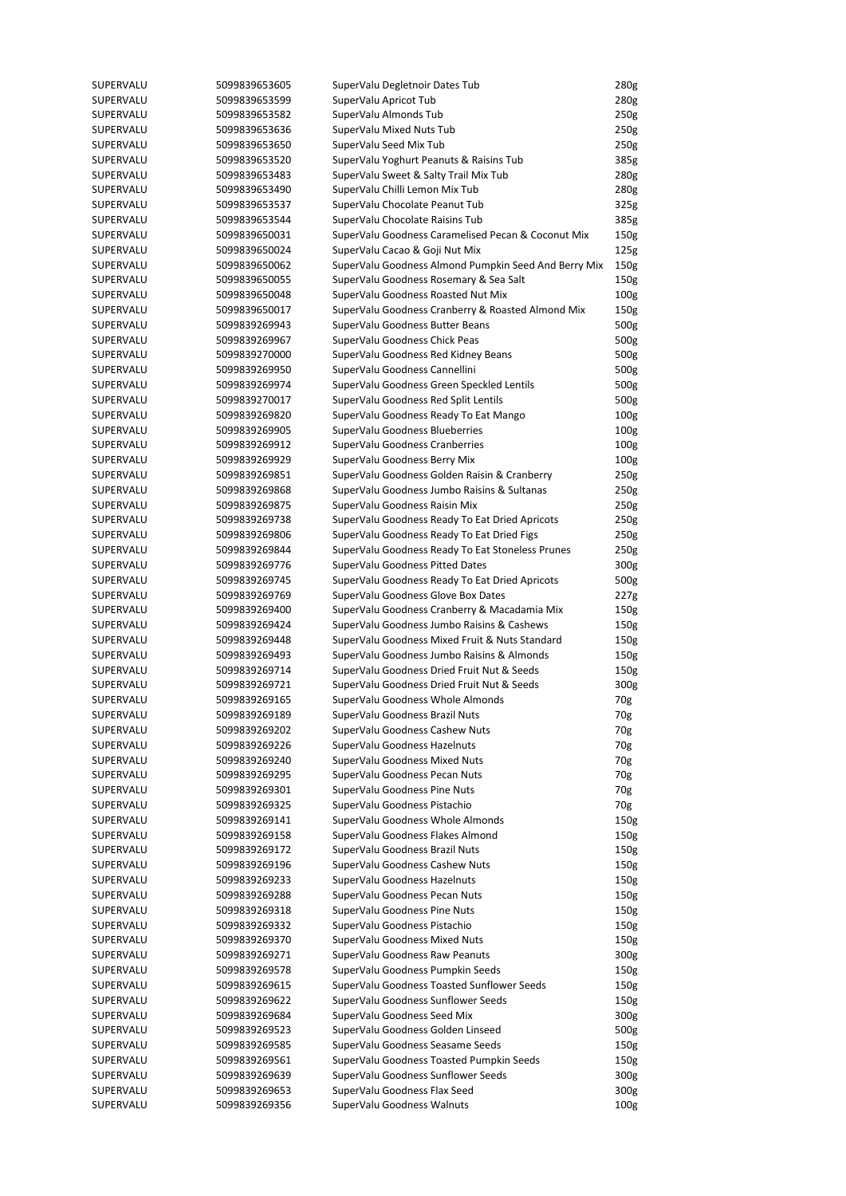| SUPERVALU | 5099839653605 | SuperValu Degletnoir Dates Tub | 280g |
|---|---|---|---|
| SUPERVALU | 5099839653599 | SuperValu Apricot Tub | 280g |
| SUPERVALU | 5099839653582 | SuperValu Almonds Tub | 250g |
| SUPERVALU | 5099839653636 | SuperValu Mixed Nuts Tub | 250g |
| SUPERVALU | 5099839653650 | SuperValu Seed Mix Tub | 250g |
| SUPERVALU | 5099839653520 | SuperValu Yoghurt Peanuts & Raisins Tub | 385g |
| SUPERVALU | 5099839653483 | SuperValu Sweet & Salty Trail Mix Tub | 280g |
| SUPERVALU | 5099839653490 | SuperValu Chilli Lemon Mix Tub | 280g |
| SUPERVALU | 5099839653537 | SuperValu Chocolate Peanut Tub | 325g |
| SUPERVALU | 5099839653544 | SuperValu Chocolate Raisins Tub | 385g |
| SUPERVALU | 5099839650031 | SuperValu Goodness Caramelised Pecan & Coconut Mix | 150g |
| SUPERVALU | 5099839650024 | SuperValu Cacao & Goji Nut Mix | 125g |
| SUPERVALU | 5099839650062 | SuperValu Goodness Almond Pumpkin Seed And Berry Mix | 150g |
| SUPERVALU | 5099839650055 | SuperValu Goodness Rosemary & Sea Salt | 150g |
| SUPERVALU | 5099839650048 | SuperValu Goodness Roasted Nut Mix | 100g |
| SUPERVALU | 5099839650017 | SuperValu Goodness Cranberry & Roasted Almond Mix | 150g |
| SUPERVALU | 5099839269943 | SuperValu Goodness Butter Beans | 500g |
| SUPERVALU | 5099839269967 | SuperValu Goodness Chick Peas | 500g |
| SUPERVALU | 5099839270000 | SuperValu Goodness Red Kidney Beans | 500g |
| SUPERVALU | 5099839269950 | SuperValu Goodness Cannellini | 500g |
| SUPERVALU | 5099839269974 | SuperValu Goodness Green Speckled Lentils | 500g |
| SUPERVALU | 5099839270017 | SuperValu Goodness Red Split Lentils | 500g |
| SUPERVALU | 5099839269820 | SuperValu Goodness Ready To Eat Mango | 100g |
| SUPERVALU | 5099839269905 | SuperValu Goodness Blueberries | 100g |
| SUPERVALU | 5099839269912 | SuperValu Goodness Cranberries | 100g |
| SUPERVALU | 5099839269929 | SuperValu Goodness Berry Mix | 100g |
| SUPERVALU | 5099839269851 | SuperValu Goodness Golden Raisin & Cranberry | 250g |
| SUPERVALU | 5099839269868 | SuperValu Goodness Jumbo Raisins & Sultanas | 250g |
| SUPERVALU | 5099839269875 | SuperValu Goodness Raisin Mix | 250g |
| SUPERVALU | 5099839269738 | SuperValu Goodness Ready To Eat Dried Apricots | 250g |
| SUPERVALU | 5099839269806 | SuperValu Goodness Ready To Eat Dried Figs | 250g |
| SUPERVALU | 5099839269844 | SuperValu Goodness Ready To Eat Stoneless Prunes | 250g |
| SUPERVALU | 5099839269776 | SuperValu Goodness Pitted Dates | 300g |
| SUPERVALU | 5099839269745 | SuperValu Goodness Ready To Eat Dried Apricots | 500g |
| SUPERVALU | 5099839269769 | SuperValu Goodness Glove Box Dates | 227g |
| SUPERVALU | 5099839269400 | SuperValu Goodness Cranberry & Macadamia Mix | 150g |
| SUPERVALU | 5099839269424 | SuperValu Goodness Jumbo Raisins & Cashews | 150g |
| SUPERVALU | 5099839269448 | SuperValu Goodness Mixed Fruit & Nuts Standard | 150g |
| SUPERVALU | 5099839269493 | SuperValu Goodness Jumbo Raisins & Almonds | 150g |
| SUPERVALU | 5099839269714 | SuperValu Goodness Dried Fruit Nut & Seeds | 150g |
| SUPERVALU | 5099839269721 | SuperValu Goodness Dried Fruit Nut & Seeds | 300g |
| SUPERVALU | 5099839269165 | SuperValu Goodness Whole Almonds | 70g |
| SUPERVALU | 5099839269189 | SuperValu Goodness Brazil Nuts | 70g |
| SUPERVALU | 5099839269202 | SuperValu Goodness Cashew Nuts | 70g |
| SUPERVALU | 5099839269226 | SuperValu Goodness Hazelnuts | 70g |
| SUPERVALU | 5099839269240 | SuperValu Goodness Mixed Nuts | 70g |
| SUPERVALU | 5099839269295 | SuperValu Goodness Pecan Nuts | 70g |
| SUPERVALU | 5099839269301 | SuperValu Goodness Pine Nuts | 70g |
| SUPERVALU | 5099839269325 | SuperValu Goodness Pistachio | 70g |
| SUPERVALU | 5099839269141 | SuperValu Goodness Whole Almonds | 150g |
| SUPERVALU | 5099839269158 | SuperValu Goodness Flakes Almond | 150g |
| SUPERVALU | 5099839269172 | SuperValu Goodness Brazil Nuts | 150g |
| SUPERVALU | 5099839269196 | SuperValu Goodness Cashew Nuts | 150g |
| SUPERVALU | 5099839269233 | SuperValu Goodness Hazelnuts | 150g |
| SUPERVALU | 5099839269288 | SuperValu Goodness Pecan Nuts | 150g |
| SUPERVALU | 5099839269318 | SuperValu Goodness Pine Nuts | 150g |
| SUPERVALU | 5099839269332 | SuperValu Goodness Pistachio | 150g |
| SUPERVALU | 5099839269370 | SuperValu Goodness Mixed Nuts | 150g |
| SUPERVALU | 5099839269271 | SuperValu Goodness Raw Peanuts | 300g |
| SUPERVALU | 5099839269578 | SuperValu Goodness Pumpkin Seeds | 150g |
| SUPERVALU | 5099839269615 | SuperValu Goodness Toasted Sunflower Seeds | 150g |
| SUPERVALU | 5099839269622 | SuperValu Goodness Sunflower Seeds | 150g |
| SUPERVALU | 5099839269684 | SuperValu Goodness Seed Mix | 300g |
| SUPERVALU | 5099839269523 | SuperValu Goodness Golden Linseed | 500g |
| SUPERVALU | 5099839269585 | SuperValu Goodness Seasame Seeds | 150g |
| SUPERVALU | 5099839269561 | SuperValu Goodness Toasted Pumpkin Seeds | 150g |
| SUPERVALU | 5099839269639 | SuperValu Goodness Sunflower Seeds | 300g |
| SUPERVALU | 5099839269653 | SuperValu Goodness Flax Seed | 300g |
| SUPERVALU | 5099839269356 | SuperValu Goodness Walnuts | 100g |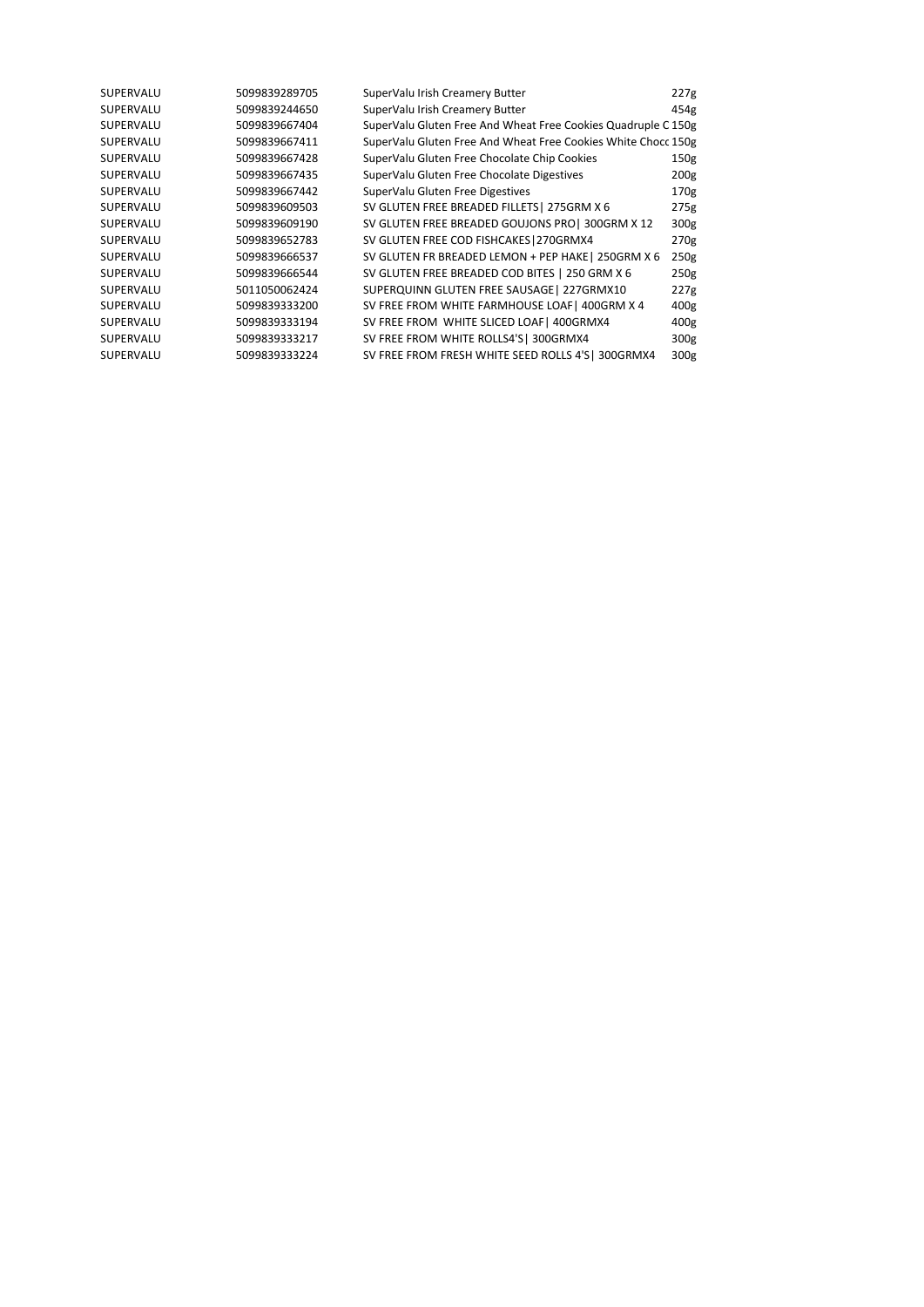| | | | |
|---|---|---|---|
| SUPERVALU | 5099839289705 | SuperValu Irish Creamery Butter | 227g |
| SUPERVALU | 5099839244650 | SuperValu Irish Creamery Butter | 454g |
| SUPERVALU | 5099839667404 | SuperValu Gluten Free And Wheat Free Cookies Quadruple C | 150g |
| SUPERVALU | 5099839667411 | SuperValu Gluten Free And Wheat Free Cookies White Chocc | 150g |
| SUPERVALU | 5099839667428 | SuperValu Gluten Free Chocolate Chip Cookies | 150g |
| SUPERVALU | 5099839667435 | SuperValu Gluten Free Chocolate Digestives | 200g |
| SUPERVALU | 5099839667442 | SuperValu Gluten Free Digestives | 170g |
| SUPERVALU | 5099839609503 | SV GLUTEN FREE BREADED FILLETS\| 275GRM X 6 | 275g |
| SUPERVALU | 5099839609190 | SV GLUTEN FREE BREADED GOUJONS PRO\| 300GRM X 12 | 300g |
| SUPERVALU | 5099839652783 | SV GLUTEN FREE COD FISHCAKES\|270GRMX4 | 270g |
| SUPERVALU | 5099839666537 | SV GLUTEN FR BREADED LEMON + PEP HAKE\| 250GRM X 6 | 250g |
| SUPERVALU | 5099839666544 | SV GLUTEN FREE BREADED COD BITES \| 250 GRM X 6 | 250g |
| SUPERVALU | 5011050062424 | SUPERQUINN GLUTEN FREE SAUSAGE\| 227GRMX10 | 227g |
| SUPERVALU | 5099839333200 | SV FREE FROM WHITE FARMHOUSE LOAF\| 400GRM X 4 | 400g |
| SUPERVALU | 5099839333194 | SV FREE FROM WHITE SLICED LOAF\| 400GRMX4 | 400g |
| SUPERVALU | 5099839333217 | SV FREE FROM WHITE ROLLS4'S\| 300GRMX4 | 300g |
| SUPERVALU | 5099839333224 | SV FREE FROM FRESH WHITE SEED ROLLS 4'S\| 300GRMX4 | 300g |